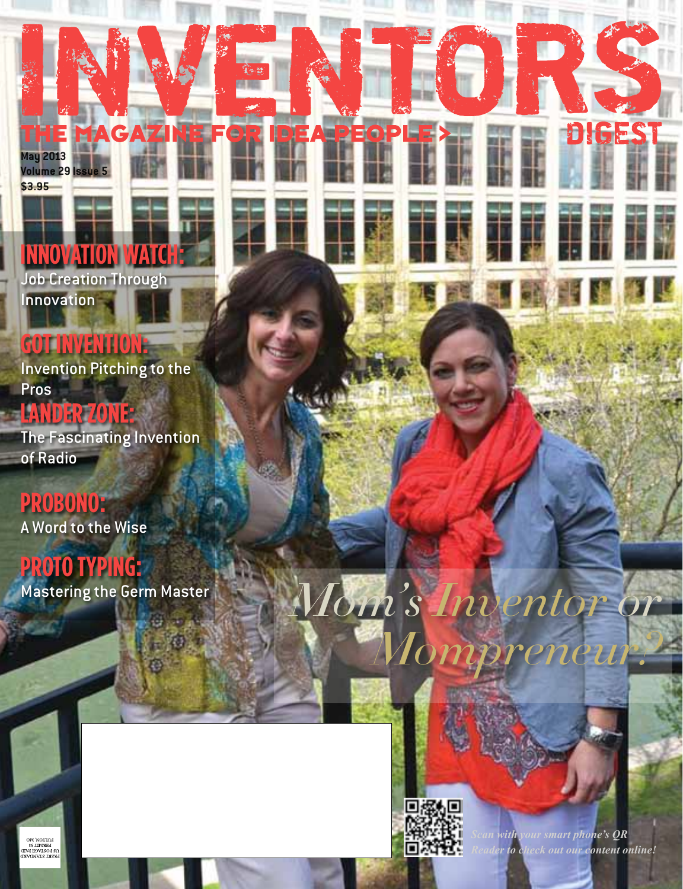# INVENTORS DIGEST

THE MAGAZINE FOR IDEA PEOPLE >

May 2013
Volume 29 Issue 5
$3.95

## INNOVATION WATCH:
Job Creation Through Innovation

## GOT INVENTION:
Invention Pitching to the Pros

## LANDER ZONE:
The Fascinating Invention of Radio

## PROBONO:
A Word to the Wise

## PROTO TYPING:
Mastering the Germ Master

*Mom's Inventor or Mompreneur?*

PRSRT STANDARD
US POSTAGE PAID
PERMIT 38
FULTON, MO

*Scan with your smart phone's QR Reader to check out our content online!*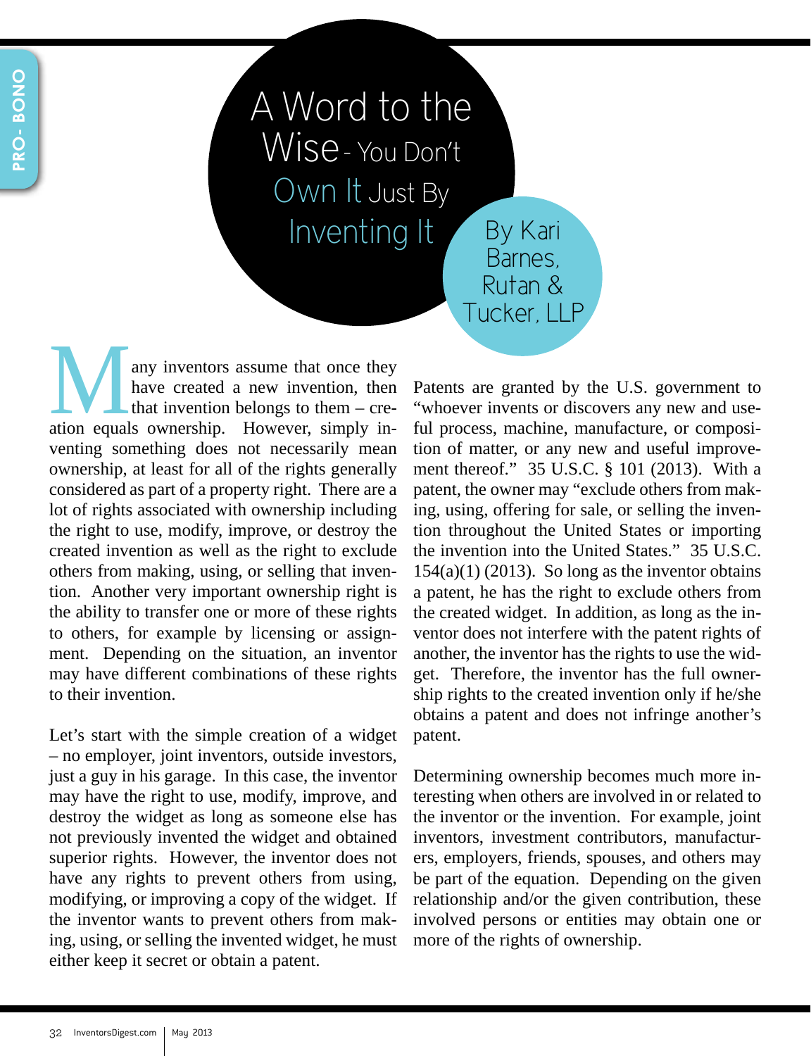# A Word to the Wise - You Don't Own It Just By Inventing It

By Kari Barnes, Rutan & Tucker, LLP

Many inventors assume that once they have created a new invention, then that invention belongs to them – creation equals ownership. However, simply inventing something does not necessarily mean ownership, at least for all of the rights generally considered as part of a property right. There are a lot of rights associated with ownership including the right to use, modify, improve, or destroy the created invention as well as the right to exclude others from making, using, or selling that invention. Another very important ownership right is the ability to transfer one or more of these rights to others, for example by licensing or assignment. Depending on the situation, an inventor may have different combinations of these rights to their invention.

Let's start with the simple creation of a widget – no employer, joint inventors, outside investors, just a guy in his garage. In this case, the inventor may have the right to use, modify, improve, and destroy the widget as long as someone else has not previously invented the widget and obtained superior rights. However, the inventor does not have any rights to prevent others from using, modifying, or improving a copy of the widget. If the inventor wants to prevent others from making, using, or selling the invented widget, he must either keep it secret or obtain a patent.

Patents are granted by the U.S. government to "whoever invents or discovers any new and useful process, machine, manufacture, or composition of matter, or any new and useful improvement thereof." 35 U.S.C. § 101 (2013). With a patent, the owner may "exclude others from making, using, offering for sale, or selling the invention throughout the United States or importing the invention into the United States." 35 U.S.C. 154(a)(1) (2013). So long as the inventor obtains a patent, he has the right to exclude others from the created widget. In addition, as long as the inventor does not interfere with the patent rights of another, the inventor has the rights to use the widget. Therefore, the inventor has the full ownership rights to the created invention only if he/she obtains a patent and does not infringe another's patent.

Determining ownership becomes much more interesting when others are involved in or related to the inventor or the invention. For example, joint inventors, investment contributors, manufacturers, employers, friends, spouses, and others may be part of the equation. Depending on the given relationship and/or the given contribution, these involved persons or entities may obtain one or more of the rights of ownership.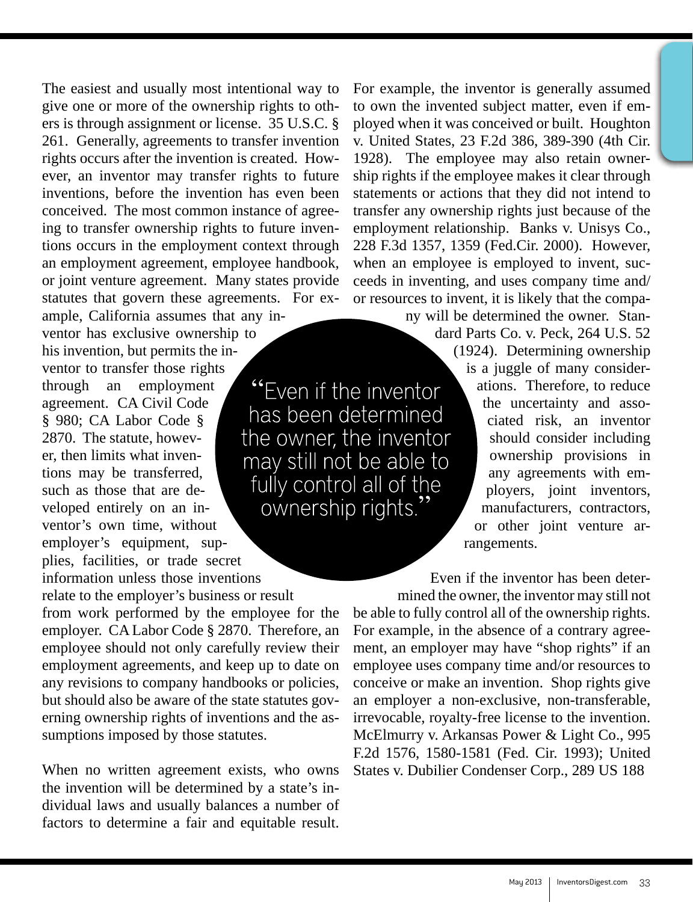The easiest and usually most intentional way to give one or more of the ownership rights to others is through assignment or license. 35 U.S.C. § 261. Generally, agreements to transfer invention rights occurs after the invention is created. However, an inventor may transfer rights to future inventions, before the invention has even been conceived. The most common instance of agreeing to transfer ownership rights to future inventions occurs in the employment context through an employment agreement, employee handbook, or joint venture agreement. Many states provide statutes that govern these agreements. For example, California assumes that any inventor has exclusive ownership to his invention, but permits the inventor to transfer those rights through an employment agreement. CA Civil Code § 980; CA Labor Code § 2870. The statute, however, then limits what inventions may be transferred, such as those that are developed entirely on an inventor's own time, without employer's equipment, supplies, facilities, or trade secret information unless those inventions relate to the employer's business or result from work performed by the employee for the employer. CA Labor Code § 2870. Therefore, an employee should not only carefully review their employment agreements, and keep up to date on any revisions to company handbooks or policies, but should also be aware of the state statutes governing ownership rights of inventions and the assumptions imposed by those statutes.

When no written agreement exists, who owns the invention will be determined by a state's individual laws and usually balances a number of factors to determine a fair and equitable result. For example, the inventor is generally assumed to own the invented subject matter, even if employed when it was conceived or built. Houghton v. United States, 23 F.2d 386, 389-390 (4th Cir. 1928). The employee may also retain ownership rights if the employee makes it clear through statements or actions that they did not intend to transfer any ownership rights just because of the employment relationship. Banks v. Unisys Co., 228 F.3d 1357, 1359 (Fed.Cir. 2000). However, when an employee is employed to invent, succeeds in inventing, and uses company time and/or resources to invent, it is likely that the company will be determined the owner. Standard Parts Co. v. Peck, 264 U.S. 52 (1924). Determining ownership is a juggle of many considerations. Therefore, to reduce the uncertainty and associated risk, an inventor should consider including ownership provisions in any agreements with employers, joint inventors, manufacturers, contractors, or other joint venture arrangements.

> "Even if the inventor has been determined the owner, the inventor may still not be able to fully control all of the ownership rights."

Even if the inventor has been determined the owner, the inventor may still not be able to fully control all of the ownership rights. For example, in the absence of a contrary agreement, an employer may have "shop rights" if an employee uses company time and/or resources to conceive or make an invention. Shop rights give an employer a non-exclusive, non-transferable, irrevocable, royalty-free license to the invention. McElmurry v. Arkansas Power & Light Co., 995 F.2d 1576, 1580-1581 (Fed. Cir. 1993); United States v. Dubilier Condenser Corp., 289 US 188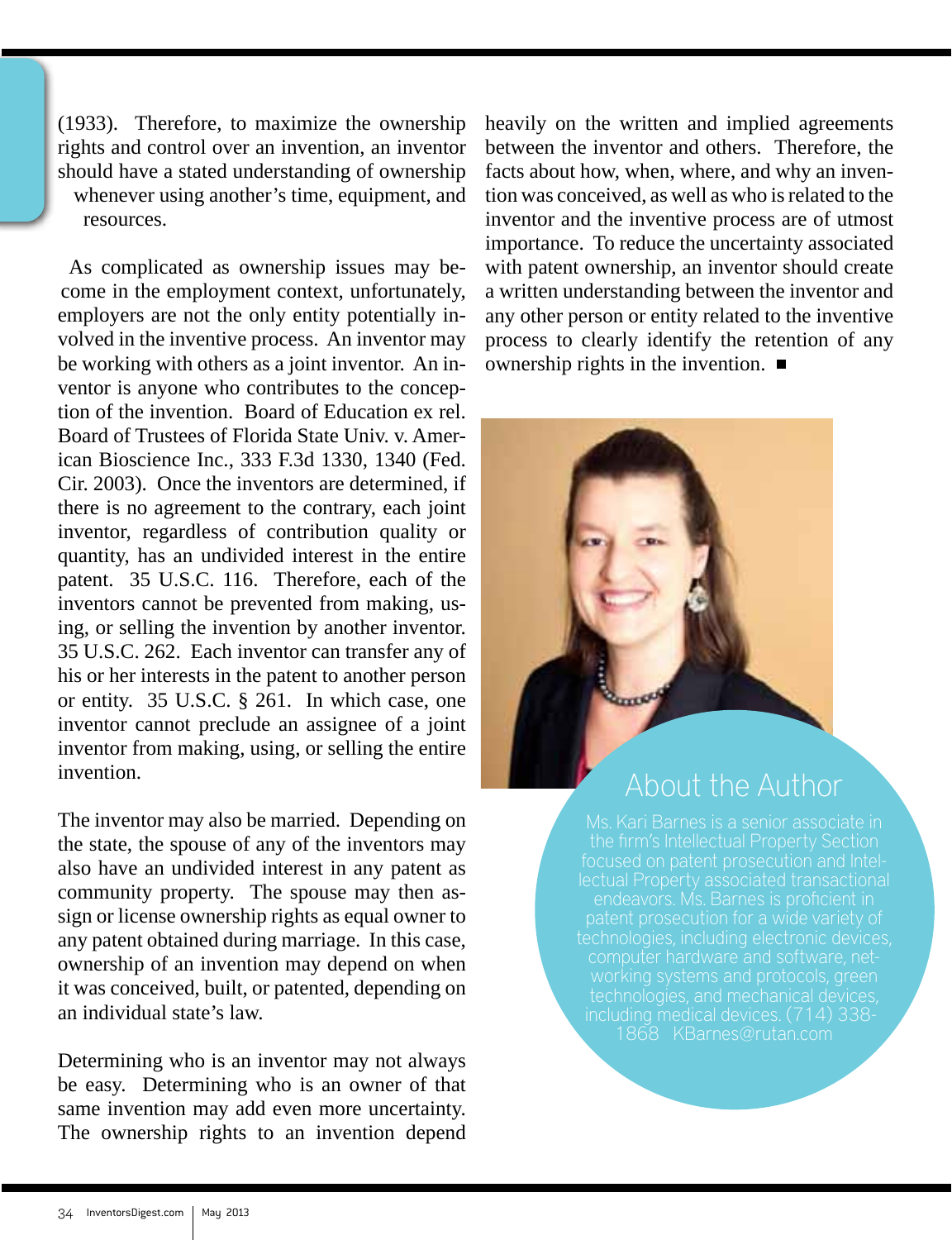(1933). Therefore, to maximize the ownership rights and control over an invention, an inventor should have a stated understanding of ownership whenever using another's time, equipment, and resources.

As complicated as ownership issues may become in the employment context, unfortunately, employers are not the only entity potentially involved in the inventive process. An inventor may be working with others as a joint inventor. An inventor is anyone who contributes to the conception of the invention. Board of Education ex rel. Board of Trustees of Florida State Univ. v. American Bioscience Inc., 333 F.3d 1330, 1340 (Fed. Cir. 2003). Once the inventors are determined, if there is no agreement to the contrary, each joint inventor, regardless of contribution quality or quantity, has an undivided interest in the entire patent. 35 U.S.C. 116. Therefore, each of the inventors cannot be prevented from making, using, or selling the invention by another inventor. 35 U.S.C. 262. Each inventor can transfer any of his or her interests in the patent to another person or entity. 35 U.S.C. § 261. In which case, one inventor cannot preclude an assignee of a joint inventor from making, using, or selling the entire invention.

The inventor may also be married. Depending on the state, the spouse of any of the inventors may also have an undivided interest in any patent as community property. The spouse may then assign or license ownership rights as equal owner to any patent obtained during marriage. In this case, ownership of an invention may depend on when it was conceived, built, or patented, depending on an individual state's law.

Determining who is an inventor may not always be easy. Determining who is an owner of that same invention may add even more uncertainty. The ownership rights to an invention depend heavily on the written and implied agreements between the inventor and others. Therefore, the facts about how, when, where, and why an invention was conceived, as well as who is related to the inventor and the inventive process are of utmost importance. To reduce the uncertainty associated with patent ownership, an inventor should create a written understanding between the inventor and any other person or entity related to the inventive process to clearly identify the retention of any ownership rights in the invention. ■

## About the Author

Ms. Kari Barnes is a senior associate in the firm's Intellectual Property Section focused on patent prosecution and Intellectual Property associated transactional endeavors. Ms. Barnes is proficient in patent prosecution for a wide variety of technologies, including electronic devices, computer hardware and software, networking systems and protocols, green technologies, and mechanical devices, including medical devices. (714) 338-1868 KBarnes@rutan.com